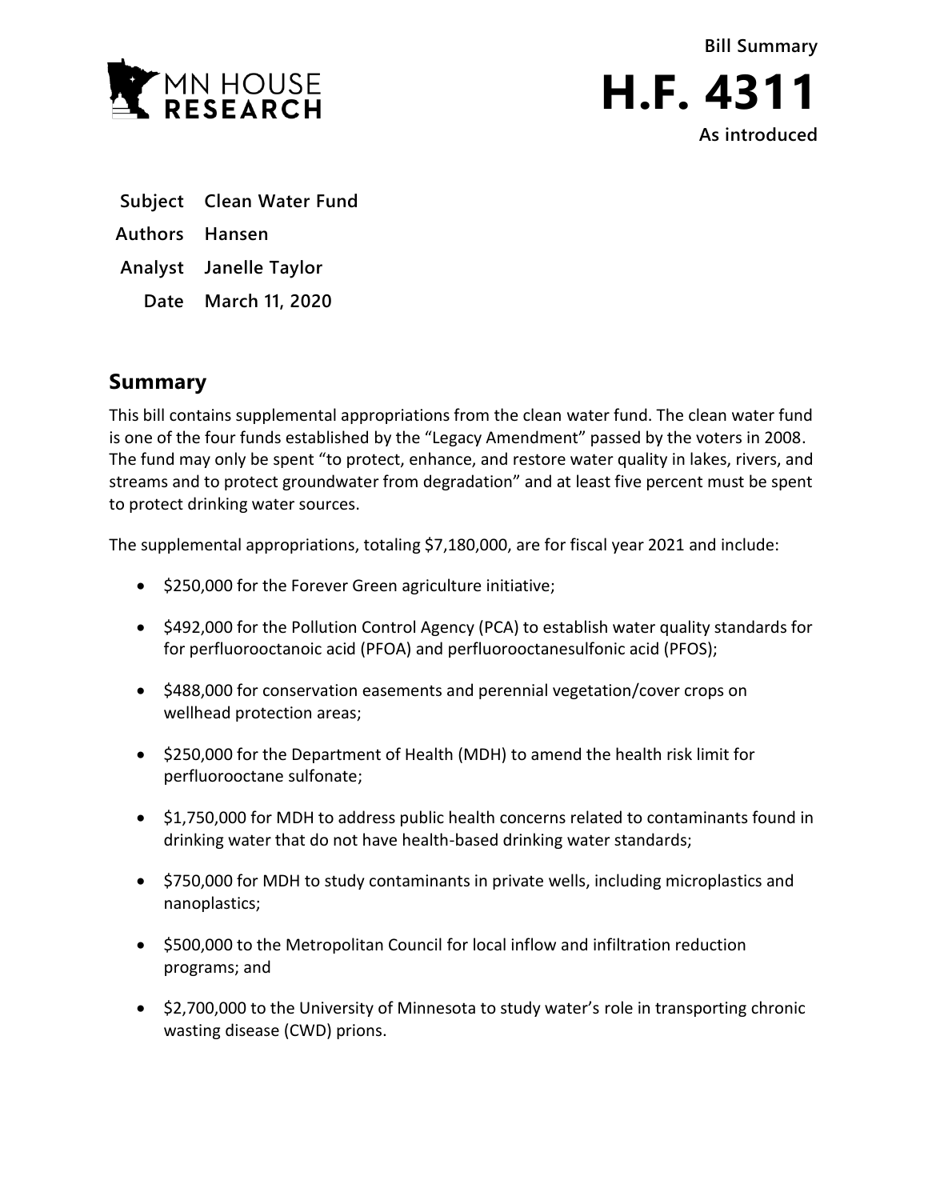MN HOUSE RESEARCH

Bill Summary

# H.F. 4311

As introduced

**Subject** Clean Water Fund

**Authors** Hansen

**Analyst** Janelle Taylor

**Date** March 11, 2020

## Summary

This bill contains supplemental appropriations from the clean water fund. The clean water fund is one of the four funds established by the "Legacy Amendment" passed by the voters in 2008. The fund may only be spent "to protect, enhance, and restore water quality in lakes, rivers, and streams and to protect groundwater from degradation" and at least five percent must be spent to protect drinking water sources.

The supplemental appropriations, totaling $7,180,000, are for fiscal year 2021 and include:

- $250,000 for the Forever Green agriculture initiative;
- $492,000 for the Pollution Control Agency (PCA) to establish water quality standards for for perfluorooctanoic acid (PFOA) and perfluorooctanesulfonic acid (PFOS);
- $488,000 for conservation easements and perennial vegetation/cover crops on wellhead protection areas;
- $250,000 for the Department of Health (MDH) to amend the health risk limit for perfluorooctane sulfonate;
- $1,750,000 for MDH to address public health concerns related to contaminants found in drinking water that do not have health-based drinking water standards;
- $750,000 for MDH to study contaminants in private wells, including microplastics and nanoplastics;
- $500,000 to the Metropolitan Council for local inflow and infiltration reduction programs; and
- $2,700,000 to the University of Minnesota to study water's role in transporting chronic wasting disease (CWD) prions.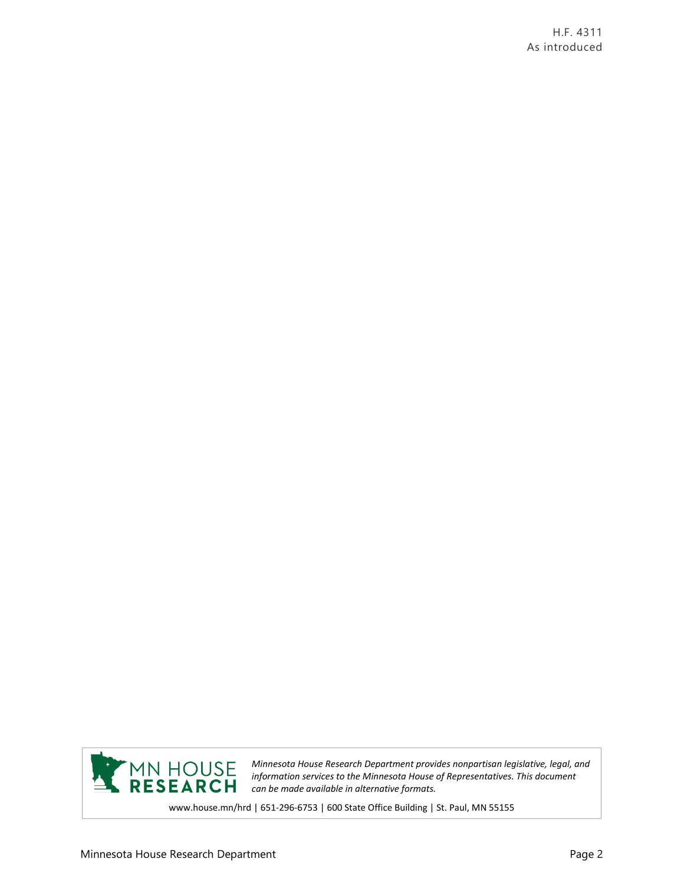Minnesota House Research Department provides nonpartisan legislative, legal, and information services to the Minnesota House of Representatives. This document can be made available in alternative formats.

www.house.mn/hrd | 651-296-6753 | 600 State Office Building | St. Paul, MN 55155